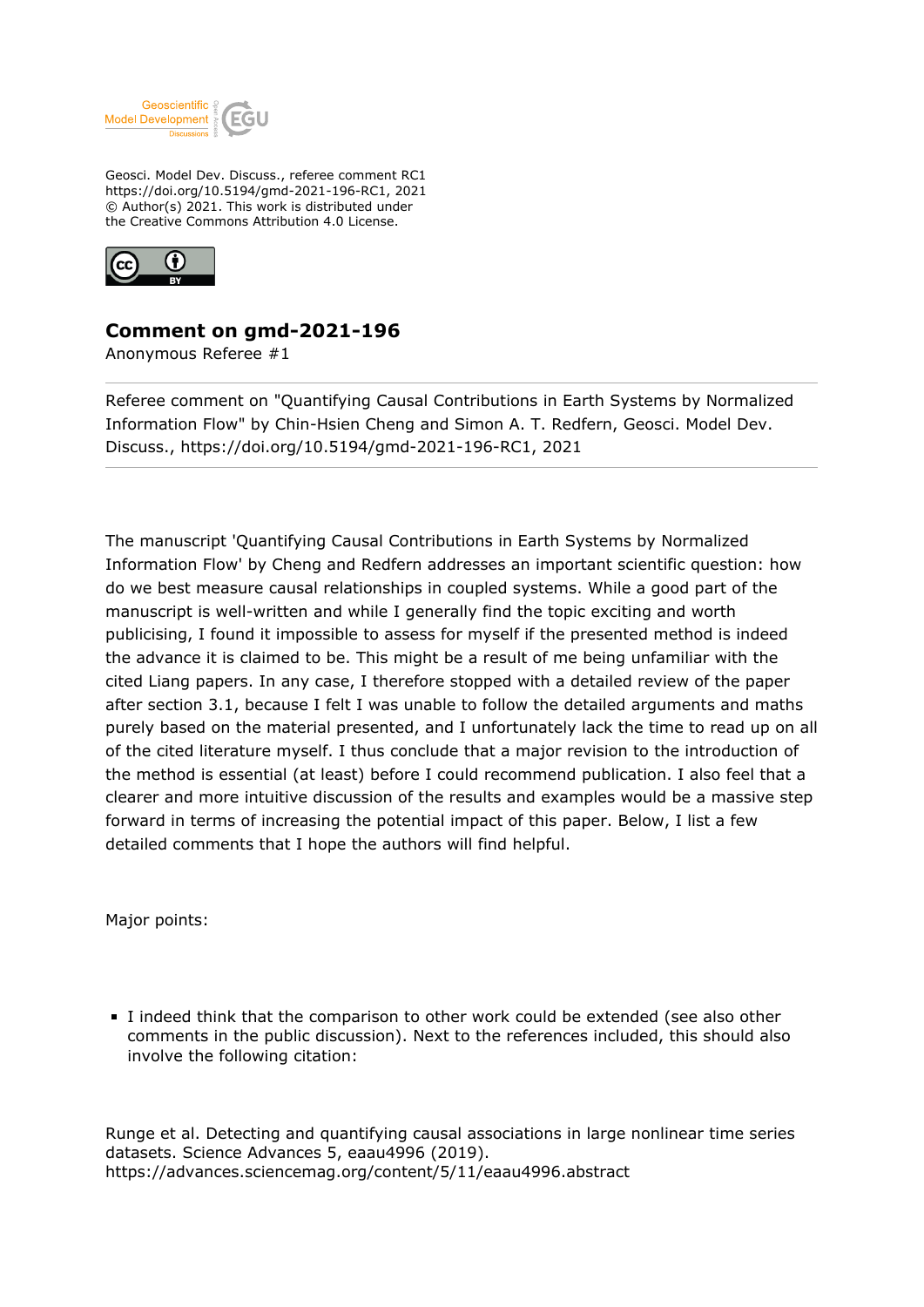Geosci. Model Dev. Discuss., referee comment RC1
https://doi.org/10.5194/gmd-2021-196-RC1, 2021
© Author(s) 2021. This work is distributed under
the Creative Commons Attribution 4.0 License.

# Comment on gmd-2021-196

Anonymous Referee #1

---

Referee comment on "Quantifying Causal Contributions in Earth Systems by Normalized Information Flow" by Chin-Hsien Cheng and Simon A. T. Redfern, Geosci. Model Dev. Discuss., https://doi.org/10.5194/gmd-2021-196-RC1, 2021

---

The manuscript 'Quantifying Causal Contributions in Earth Systems by Normalized Information Flow' by Cheng and Redfern addresses an important scientific question: how do we best measure causal relationships in coupled systems. While a good part of the manuscript is well-written and while I generally find the topic exciting and worth publicising, I found it impossible to assess for myself if the presented method is indeed the advance it is claimed to be. This might be a result of me being unfamiliar with the cited Liang papers. In any case, I therefore stopped with a detailed review of the paper after section 3.1, because I felt I was unable to follow the detailed arguments and maths purely based on the material presented, and I unfortunately lack the time to read up on all of the cited literature myself. I thus conclude that a major revision to the introduction of the method is essential (at least) before I could recommend publication. I also feel that a clearer and more intuitive discussion of the results and examples would be a massive step forward in terms of increasing the potential impact of this paper. Below, I list a few detailed comments that I hope the authors will find helpful.

Major points:

- I indeed think that the comparison to other work could be extended (see also other comments in the public discussion). Next to the references included, this should also involve the following citation:

Runge et al. Detecting and quantifying causal associations in large nonlinear time series datasets. Science Advances 5, eaau4996 (2019).
https://advances.sciencemag.org/content/5/11/eaau4996.abstract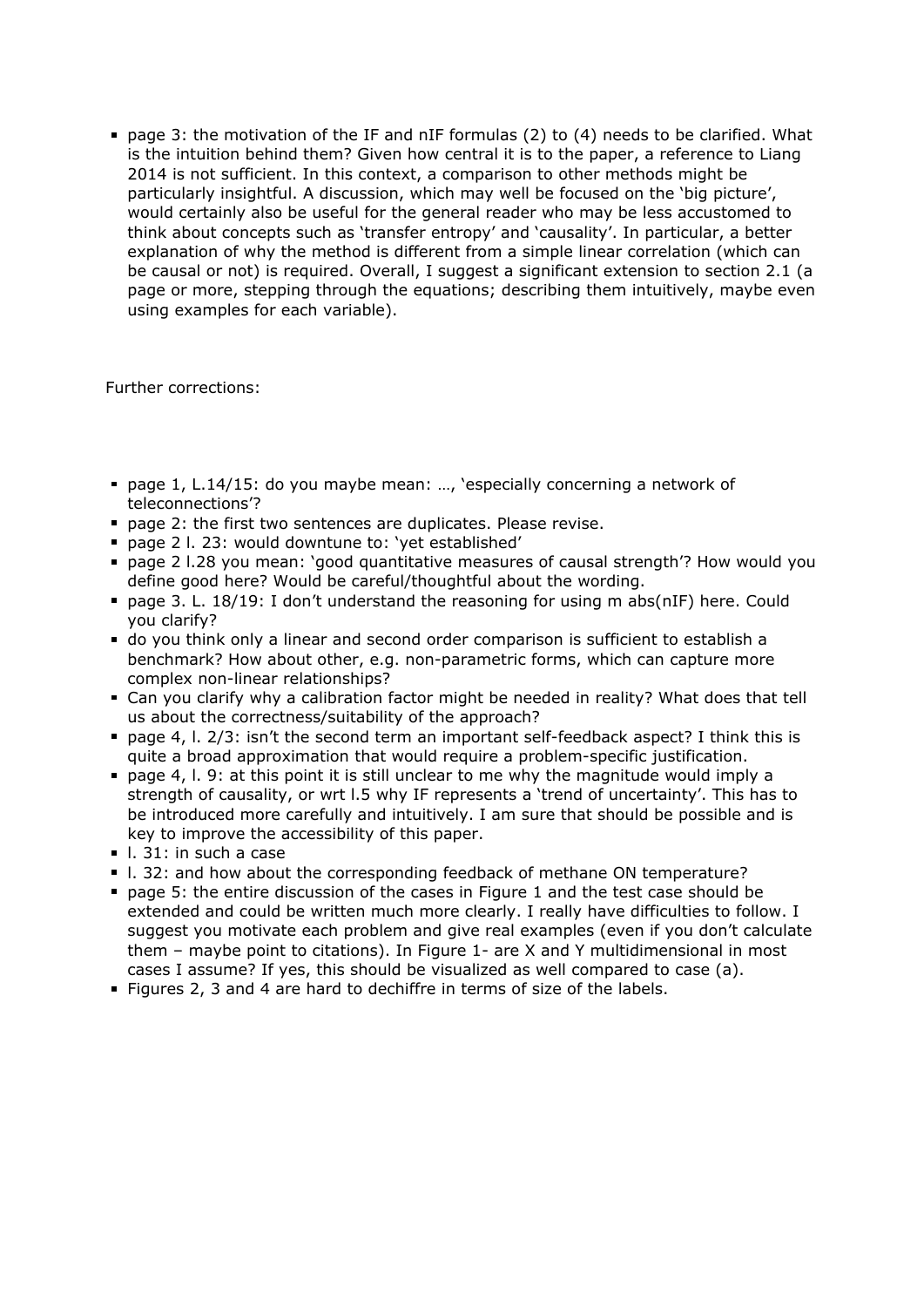- page 3: the motivation of the IF and nIF formulas (2) to (4) needs to be clarified. What is the intuition behind them? Given how central it is to the paper, a reference to Liang 2014 is not sufficient. In this context, a comparison to other methods might be particularly insightful. A discussion, which may well be focused on the 'big picture', would certainly also be useful for the general reader who may be less accustomed to think about concepts such as 'transfer entropy' and 'causality'. In particular, a better explanation of why the method is different from a simple linear correlation (which can be causal or not) is required. Overall, I suggest a significant extension to section 2.1 (a page or more, stepping through the equations; describing them intuitively, maybe even using examples for each variable).

Further corrections:

- page 1, L.14/15: do you maybe mean: …, 'especially concerning a network of teleconnections'?
- page 2: the first two sentences are duplicates. Please revise.
- page 2 l. 23: would downtune to: 'yet established'
- page 2 l.28 you mean: 'good quantitative measures of causal strength'? How would you define good here? Would be careful/thoughtful about the wording.
- page 3. L. 18/19: I don't understand the reasoning for using m abs(nIF) here. Could you clarify?
- do you think only a linear and second order comparison is sufficient to establish a benchmark? How about other, e.g. non-parametric forms, which can capture more complex non-linear relationships?
- Can you clarify why a calibration factor might be needed in reality? What does that tell us about the correctness/suitability of the approach?
- page 4, l. 2/3: isn't the second term an important self-feedback aspect? I think this is quite a broad approximation that would require a problem-specific justification.
- page 4, l. 9: at this point it is still unclear to me why the magnitude would imply a strength of causality, or wrt l.5 why IF represents a 'trend of uncertainty'. This has to be introduced more carefully and intuitively. I am sure that should be possible and is key to improve the accessibility of this paper.
- l. 31: in such a case
- l. 32: and how about the corresponding feedback of methane ON temperature?
- page 5: the entire discussion of the cases in Figure 1 and the test case should be extended and could be written much more clearly. I really have difficulties to follow. I suggest you motivate each problem and give real examples (even if you don't calculate them – maybe point to citations). In Figure 1- are X and Y multidimensional in most cases I assume? If yes, this should be visualized as well compared to case (a).
- Figures 2, 3 and 4 are hard to dechiffre in terms of size of the labels.